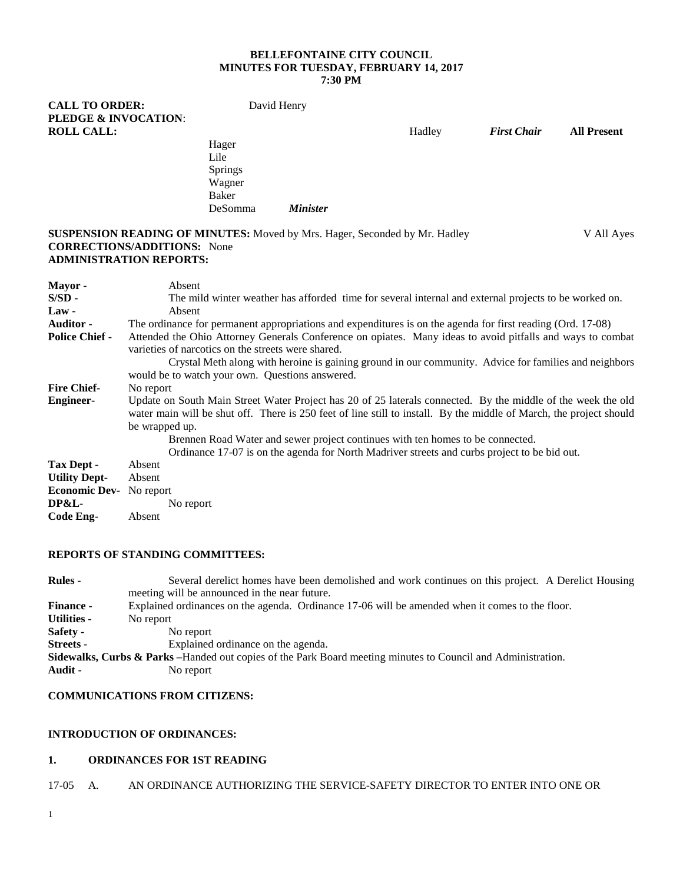**BELLEFONTAINE CITY COUNCIL**
**MINUTES FOR TUESDAY, FEBRUARY 14, 2017**
**7:30 PM**

**CALL TO ORDER:** David Henry
**PLEDGE & INVOCATION**:
**ROLL CALL:** Hadley *First Chair* **All Present**
Hager
Lile
Springs
Wagner
Baker
DeSomma *Minister*

**SUSPENSION READING OF MINUTES:** Moved by Mrs. Hager, Seconded by Mr. Hadley V All Ayes
**CORRECTIONS/ADDITIONS:** None
**ADMINISTRATION REPORTS:**

**Mayor -** Absent
**S/SD -** The mild winter weather has afforded time for several internal and external projects to be worked on.
**Law -** Absent
**Auditor -** The ordinance for permanent appropriations and expenditures is on the agenda for first reading (Ord. 17-08)
**Police Chief -** Attended the Ohio Attorney Generals Conference on opiates. Many ideas to avoid pitfalls and ways to combat varieties of narcotics on the streets were shared.

Crystal Meth along with heroine is gaining ground in our community. Advice for families and neighbors would be to watch your own. Questions answered.

**Fire Chief-** No report
**Engineer-** Update on South Main Street Water Project has 20 of 25 laterals connected. By the middle of the week the old water main will be shut off. There is 250 feet of line still to install. By the middle of March, the project should be wrapped up.

Brennen Road Water and sewer project continues with ten homes to be connected.

Ordinance 17-07 is on the agenda for North Madriver streets and curbs project to be bid out.

**Tax Dept -** Absent
**Utility Dept-** Absent
**Economic Dev-** No report
**DP&L-** No report
**Code Eng-** Absent

**REPORTS OF STANDING COMMITTEES:**

**Rules -** Several derelict homes have been demolished and work continues on this project. A Derelict Housing meeting will be announced in the near future.
**Finance -** Explained ordinances on the agenda. Ordinance 17-06 will be amended when it comes to the floor.
**Utilities -** No report
**Safety -** No report
**Streets -** Explained ordinance on the agenda.
**Sidewalks, Curbs & Parks –**Handed out copies of the Park Board meeting minutes to Council and Administration.
**Audit -** No report

**COMMUNICATIONS FROM CITIZENS:**

**INTRODUCTION OF ORDINANCES:**

**1. ORDINANCES FOR 1ST READING**

17-05 A. AN ORDINANCE AUTHORIZING THE SERVICE-SAFETY DIRECTOR TO ENTER INTO ONE OR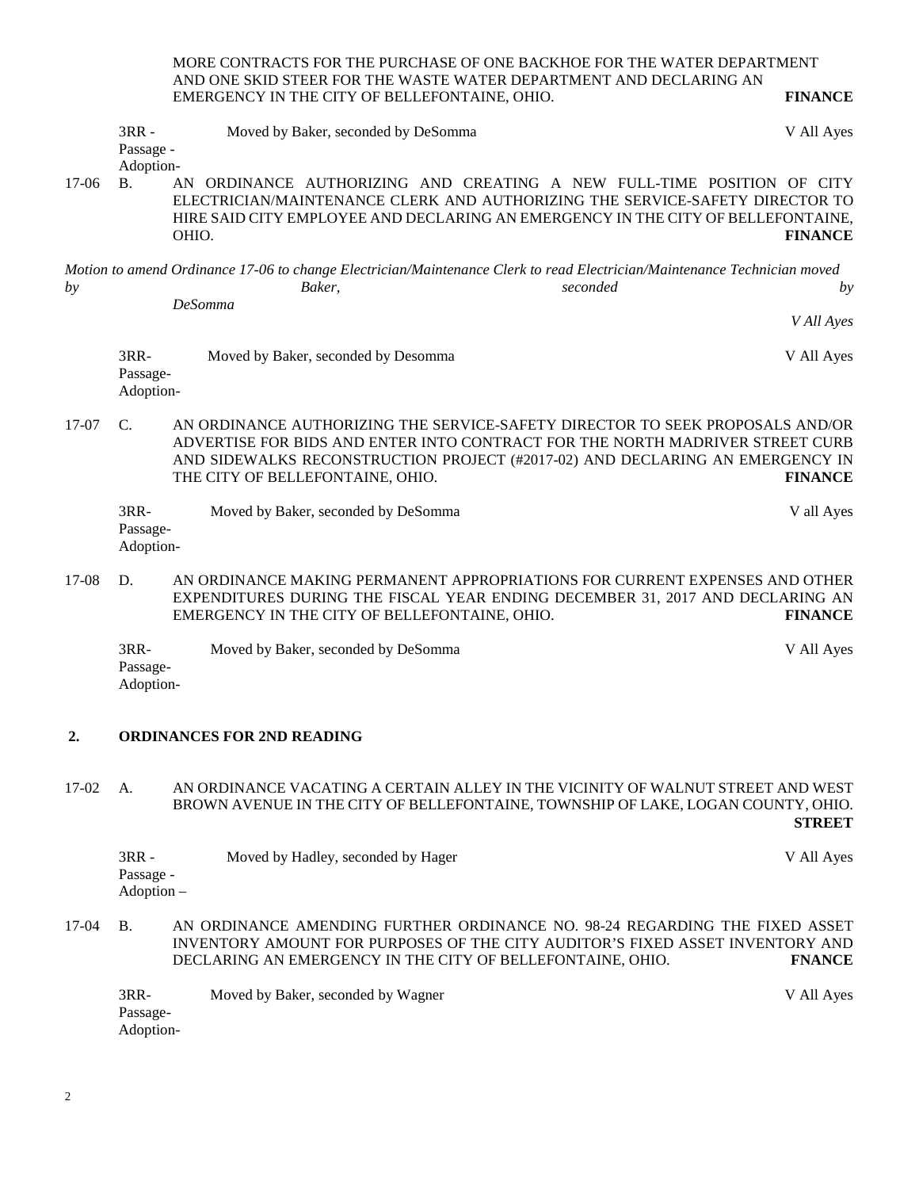MORE CONTRACTS FOR THE PURCHASE OF ONE BACKHOE FOR THE WATER DEPARTMENT AND ONE SKID STEER FOR THE WASTE WATER DEPARTMENT AND DECLARING AN EMERGENCY IN THE CITY OF BELLEFONTAINE, OHIO. **FINANCE**

3RR - Passage - Adoption- Moved by Baker, seconded by DeSomma V All Ayes

17-06 B. AN ORDINANCE AUTHORIZING AND CREATING A NEW FULL-TIME POSITION OF CITY ELECTRICIAN/MAINTENANCE CLERK AND AUTHORIZING THE SERVICE-SAFETY DIRECTOR TO HIRE SAID CITY EMPLOYEE AND DECLARING AN EMERGENCY IN THE CITY OF BELLEFONTAINE, OHIO. **FINANCE**

*Motion to amend Ordinance 17-06 to change Electrician/Maintenance Clerk to read Electrician/Maintenance Technician moved by Baker, seconded by DeSomma*

*V All Ayes*

3RR- Passage- Adoption- Moved by Baker, seconded by Desomma V All Ayes

17-07 C. AN ORDINANCE AUTHORIZING THE SERVICE-SAFETY DIRECTOR TO SEEK PROPOSALS AND/OR ADVERTISE FOR BIDS AND ENTER INTO CONTRACT FOR THE NORTH MADRIVER STREET CURB AND SIDEWALKS RECONSTRUCTION PROJECT (#2017-02) AND DECLARING AN EMERGENCY IN THE CITY OF BELLEFONTAINE, OHIO. **FINANCE**

3RR- Passage- Adoption- Moved by Baker, seconded by DeSomma V all Ayes

17-08 D. AN ORDINANCE MAKING PERMANENT APPROPRIATIONS FOR CURRENT EXPENSES AND OTHER EXPENDITURES DURING THE FISCAL YEAR ENDING DECEMBER 31, 2017 AND DECLARING AN EMERGENCY IN THE CITY OF BELLEFONTAINE, OHIO. **FINANCE**

3RR- Passage- Adoption- Moved by Baker, seconded by DeSomma V All Ayes

## 2. ORDINANCES FOR 2ND READING

17-02 A. AN ORDINANCE VACATING A CERTAIN ALLEY IN THE VICINITY OF WALNUT STREET AND WEST BROWN AVENUE IN THE CITY OF BELLEFONTAINE, TOWNSHIP OF LAKE, LOGAN COUNTY, OHIO. **STREET**

3RR - Passage - Adoption – Moved by Hadley, seconded by Hager V All Ayes

17-04 B. AN ORDINANCE AMENDING FURTHER ORDINANCE NO. 98-24 REGARDING THE FIXED ASSET INVENTORY AMOUNT FOR PURPOSES OF THE CITY AUDITOR'S FIXED ASSET INVENTORY AND DECLARING AN EMERGENCY IN THE CITY OF BELLEFONTAINE, OHIO. **FNANCE**

3RR- Passage- Adoption- Moved by Baker, seconded by Wagner V All Ayes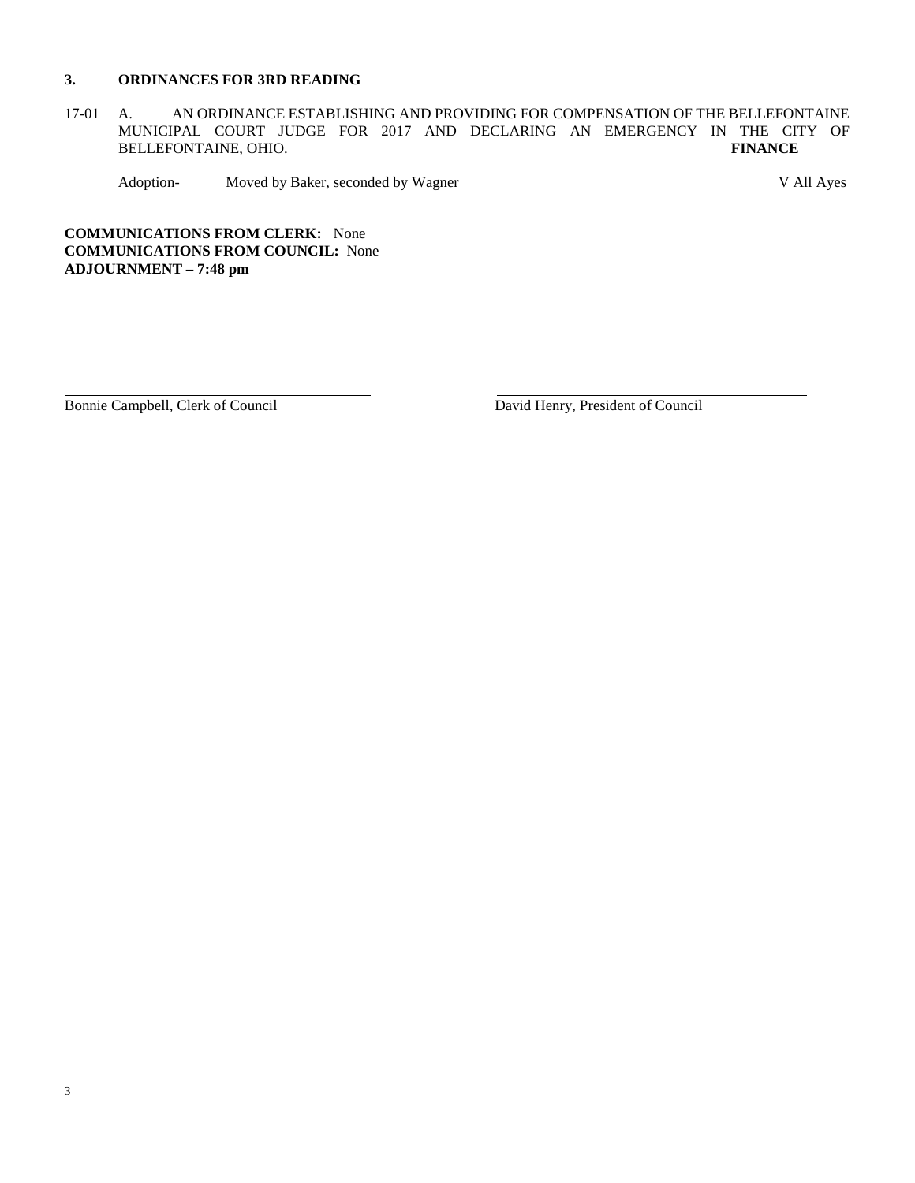### 3. ORDINANCES FOR 3RD READING

17-01 A. AN ORDINANCE ESTABLISHING AND PROVIDING FOR COMPENSATION OF THE BELLEFONTAINE MUNICIPAL COURT JUDGE FOR 2017 AND DECLARING AN EMERGENCY IN THE CITY OF BELLEFONTAINE, OHIO. **FINANCE**

Adoption- Moved by Baker, seconded by Wagner V All Ayes

**COMMUNICATIONS FROM CLERK:** None
**COMMUNICATIONS FROM COUNCIL:** None
**ADJOURNMENT – 7:48 pm**

Bonnie Campbell, Clerk of Council

David Henry, President of Council